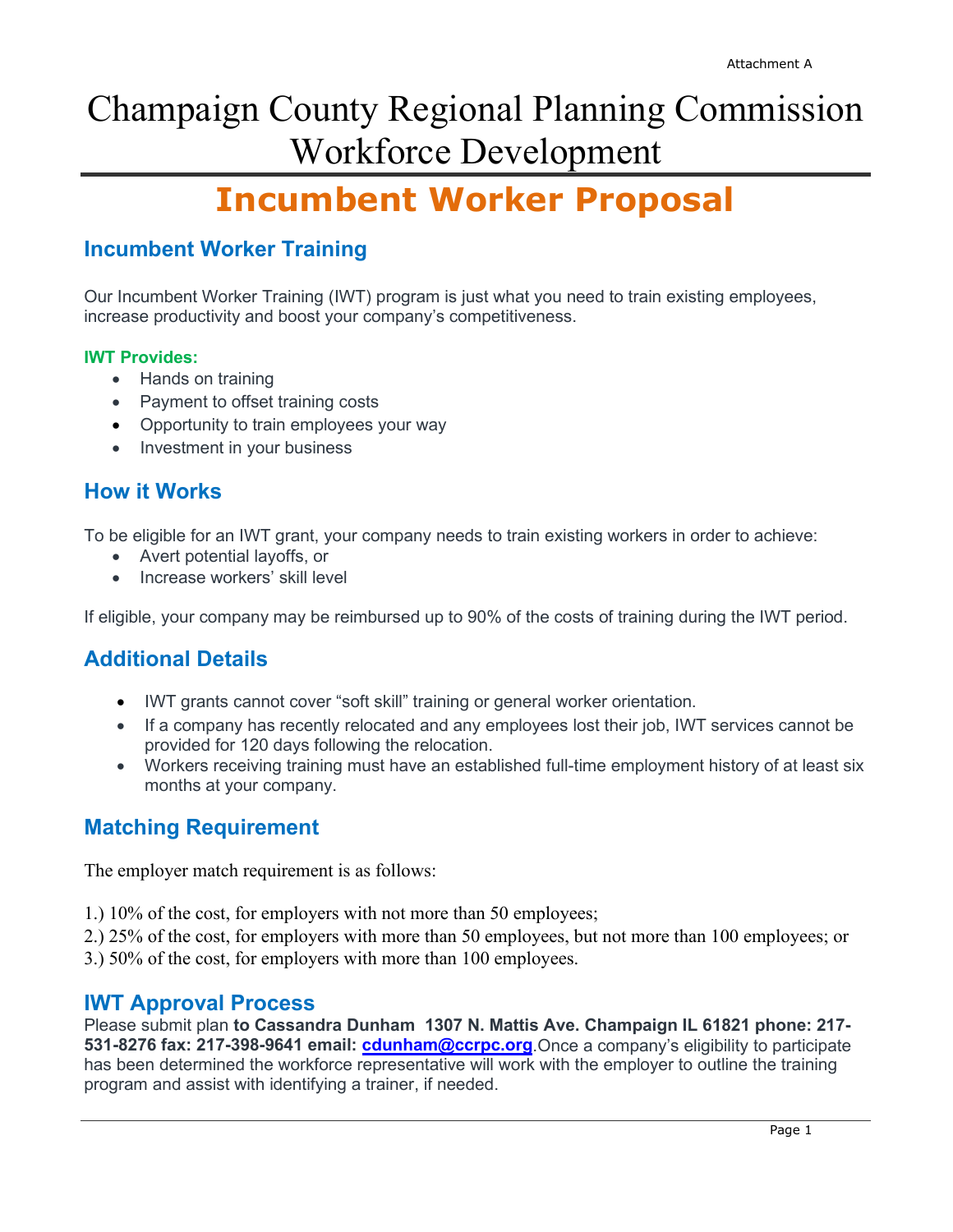Attachment A

# Champaign County Regional Planning Commission Workforce Development

# Incumbent Worker Proposal

## Incumbent Worker Training

Our Incumbent Worker Training (IWT) program is just what you need to train existing employees, increase productivity and boost your company's competitiveness.

**IWT Provides:**

- Hands on training
- Payment to offset training costs
- Opportunity to train employees your way
- Investment in your business

## How it Works

To be eligible for an IWT grant, your company needs to train existing workers in order to achieve:

- Avert potential layoffs, or
- Increase workers' skill level

If eligible, your company may be reimbursed up to 90% of the costs of training during the IWT period.

## Additional Details

- IWT grants cannot cover "soft skill" training or general worker orientation.
- If a company has recently relocated and any employees lost their job, IWT services cannot be provided for 120 days following the relocation.
- Workers receiving training must have an established full-time employment history of at least six months at your company.

## Matching Requirement

The employer match requirement is as follows:

1.) 10% of the cost, for employers with not more than 50 employees;
2.) 25% of the cost, for employers with more than 50 employees, but not more than 100 employees; or
3.) 50% of the cost, for employers with more than 100 employees.

## IWT Approval Process

Please submit plan **to Cassandra Dunham 1307 N. Mattis Ave. Champaign IL 61821 phone: 217-531-8276 fax: 217-398-9641 email: cdunham@ccrpc.org**.Once a company's eligibility to participate has been determined the workforce representative will work with the employer to outline the training program and assist with identifying a trainer, if needed.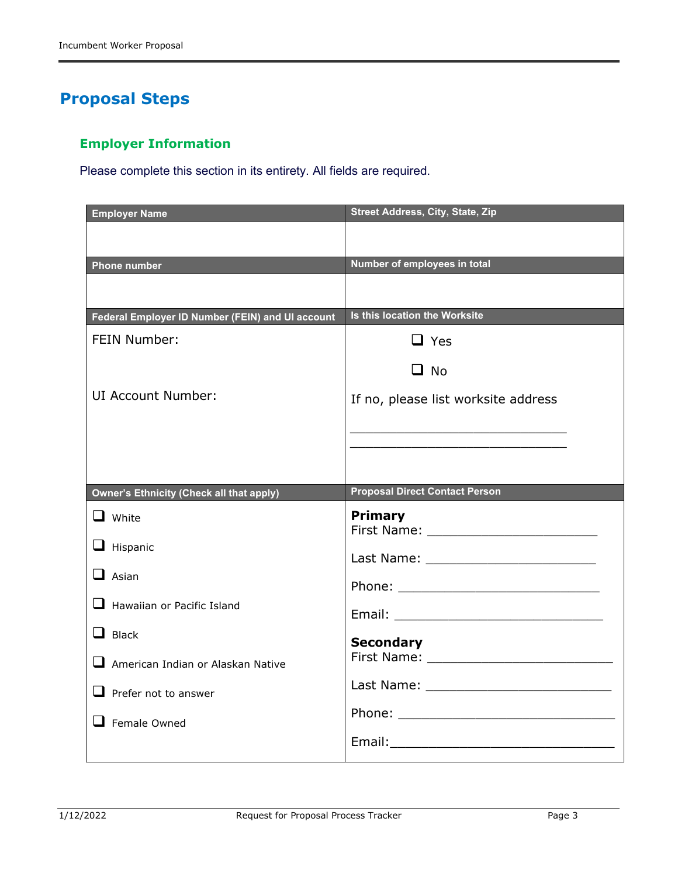# Proposal Steps

## Employer Information

Please complete this section in its entirety. All fields are required.

| Employer Name | Street Address, City, State, Zip |
|---|---|
| | |
| **Phone number** | **Number of employees in total** |
| | |
| **Federal Employer ID Number (FEIN) and UI account** | **Is this location the Worksite** |
| FEIN Number:<br><br>UI Account Number: | ❑ Yes<br>❑ No<br>If no, please list worksite address<br>______________________________<br>______________________________ |
| **Owner's Ethnicity (Check all that apply)** | **Proposal Direct Contact Person** |
| ❑ White<br>❑ Hispanic<br>❑ Asian<br>❑ Hawaiian or Pacific Island<br>❑ Black<br>❑ American Indian or Alaskan Native<br>❑ Prefer not to answer<br>❑ Female Owned | **Primary**<br>First Name: ________________________<br>Last Name: ________________________<br>Phone: ____________________________<br>Email: _____________________________<br>**Secondary**<br>First Name: ________________________<br>Last Name: ________________________<br>Phone: ____________________________<br>Email: _____________________________ |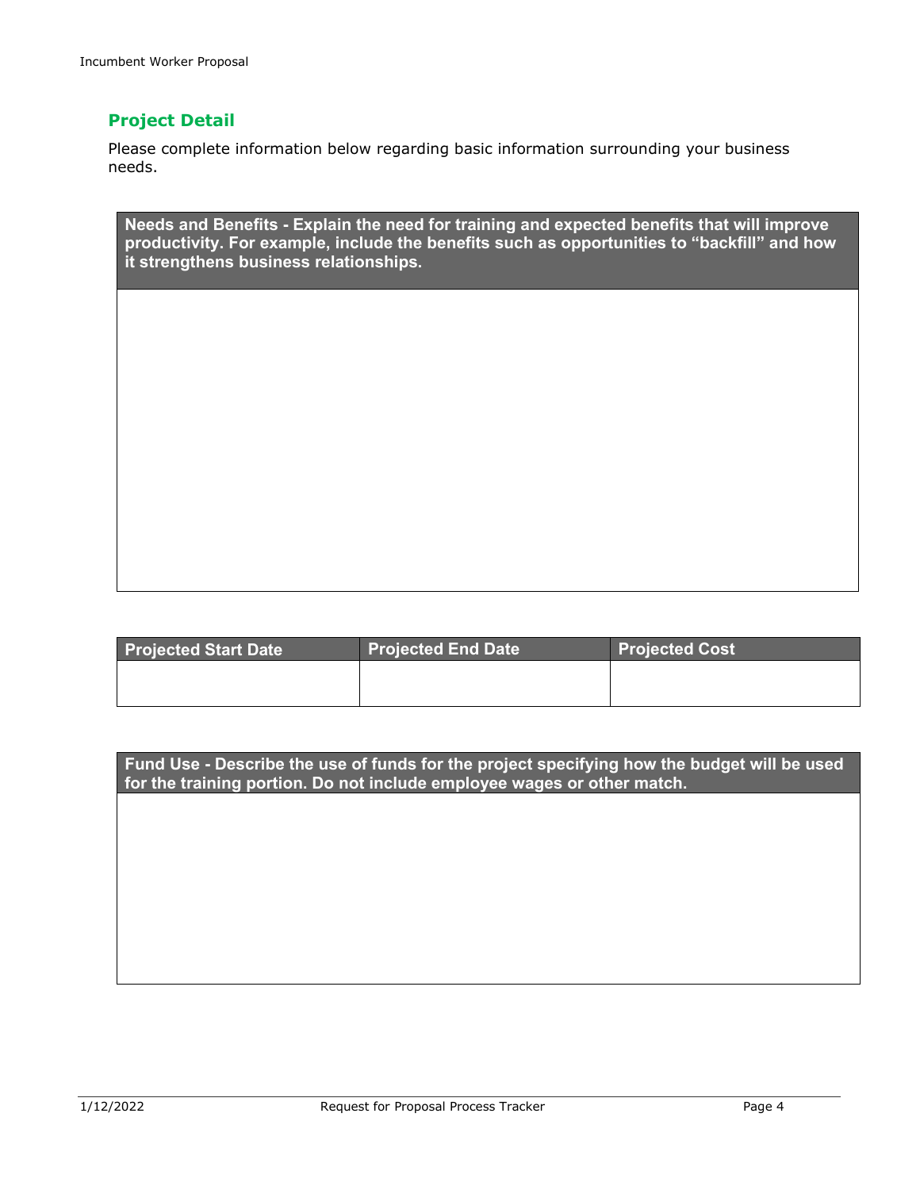## Project Detail

Please complete information below regarding basic information surrounding your business needs.

| Needs and Benefits - Explain the need for training and expected benefits that will improve productivity. For example, include the benefits such as opportunities to “backfill” and how it strengthens business relationships. |
| --- |
| |

| Projected Start Date | Projected End Date | Projected Cost |
| --- | --- | --- |
| | | |

| Fund Use - Describe the use of funds for the project specifying how the budget will be used for the training portion. Do not include employee wages or other match. |
| --- |
| |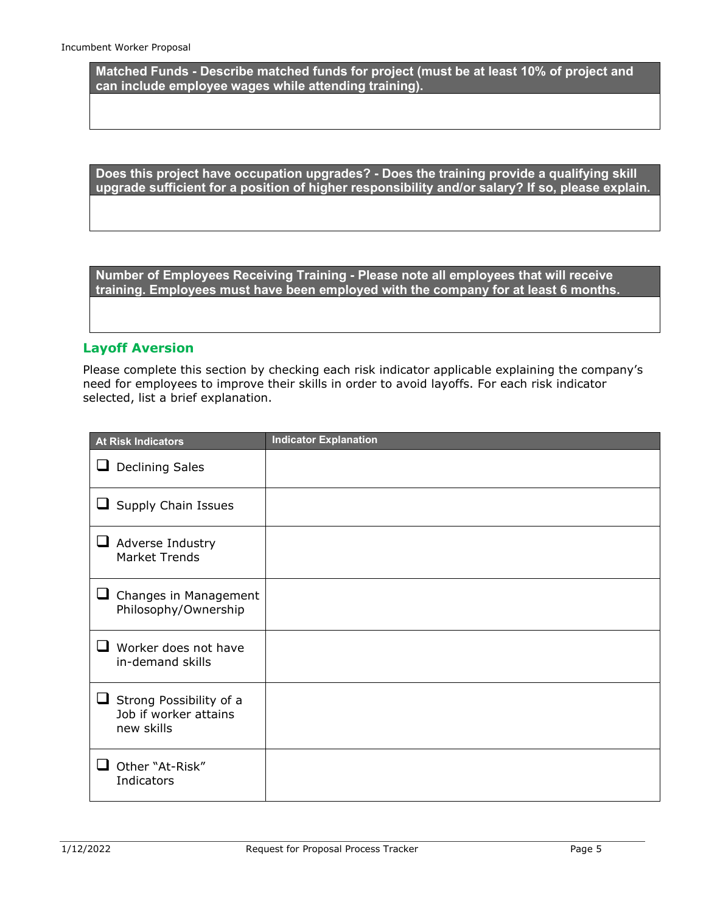| Matched Funds - Describe matched funds for project (must be at least 10% of project and can include employee wages while attending training). |
| --- |
| |

| Does this project have occupation upgrades? - Does the training provide a qualifying skill upgrade sufficient for a position of higher responsibility and/or salary? If so, please explain. |
| --- |
| |

| Number of Employees Receiving Training - Please note all employees that will receive training. Employees must have been employed with the company for at least 6 months. |
| --- |
| |

## Layoff Aversion

Please complete this section by checking each risk indicator applicable explaining the company's need for employees to improve their skills in order to avoid layoffs. For each risk indicator selected, list a brief explanation.

| At Risk Indicators | Indicator Explanation |
| --- | --- |
| ☐ Declining Sales | |
| ☐ Supply Chain Issues | |
| ☐ Adverse Industry Market Trends | |
| ☐ Changes in Management Philosophy/Ownership | |
| ☐ Worker does not have in-demand skills | |
| ☐ Strong Possibility of a Job if worker attains new skills | |
| ☐ Other "At-Risk" Indicators | |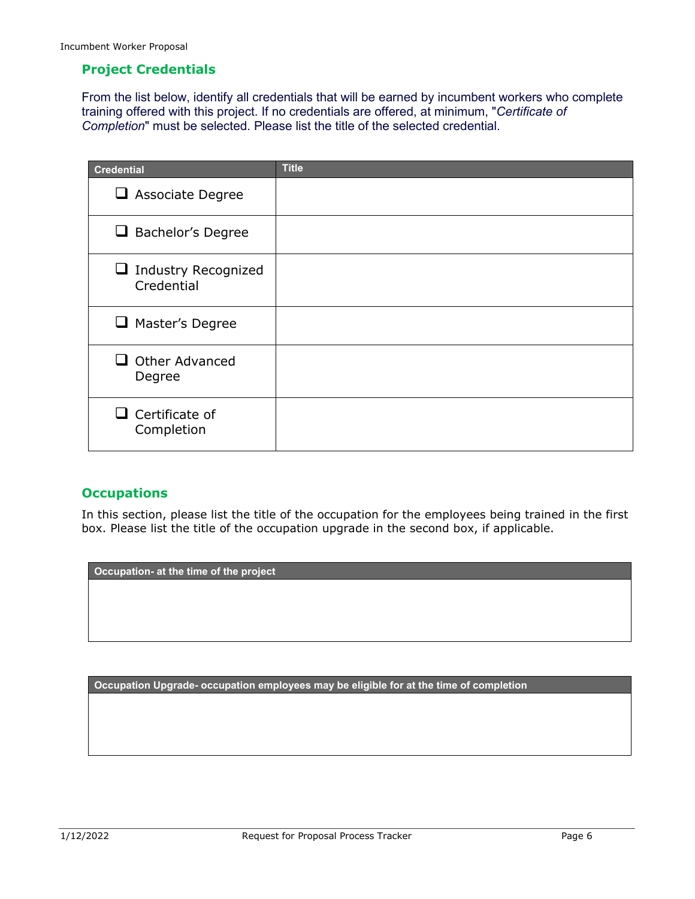## Project Credentials

From the list below, identify all credentials that will be earned by incumbent workers who complete training offered with this project. If no credentials are offered, at minimum, "*Certificate of Completion*" must be selected. Please list the title of the selected credential.

| Credential | Title |
| --- | --- |
| ☐ Associate Degree | |
| ☐ Bachelor's Degree | |
| ☐ Industry Recognized Credential | |
| ☐ Master's Degree | |
| ☐ Other Advanced Degree | |
| ☐ Certificate of Completion | |

## Occupations

In this section, please list the title of the occupation for the employees being trained in the first box. Please list the title of the occupation upgrade in the second box, if applicable.

| Occupation- at the time of the project |
| --- |
| |

| Occupation Upgrade- occupation employees may be eligible for at the time of completion |
| --- |
| |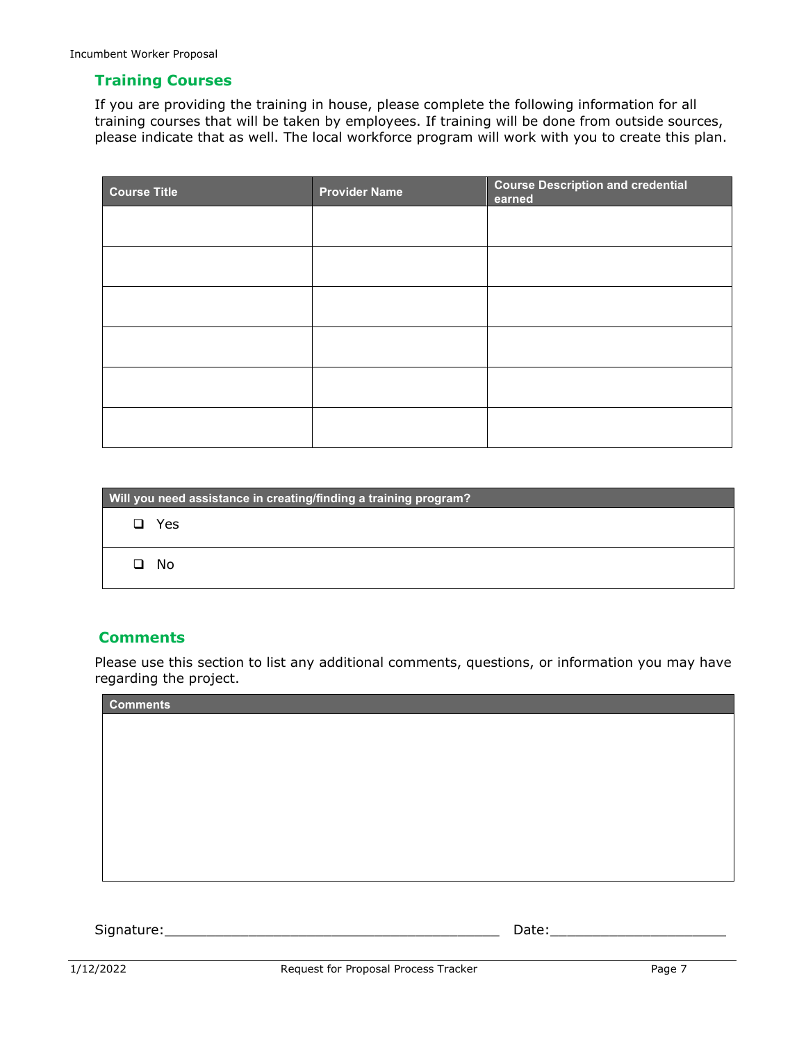## Training Courses

If you are providing the training in house, please complete the following information for all training courses that will be taken by employees. If training will be done from outside sources, please indicate that as well. The local workforce program will work with you to create this plan.

| Course Title | Provider Name | Course Description and credential earned |
|---|---|---|
| | | |
| | | |
| | | |
| | | |
| | | |
| | | |

| Will you need assistance in creating/finding a training program? |
|---|
| ❑ Yes |
| ❑ No |

## Comments

Please use this section to list any additional comments, questions, or information you may have regarding the project.

| Comments |
|---|
| |

Signature:_________________________________________ Date:_____________________